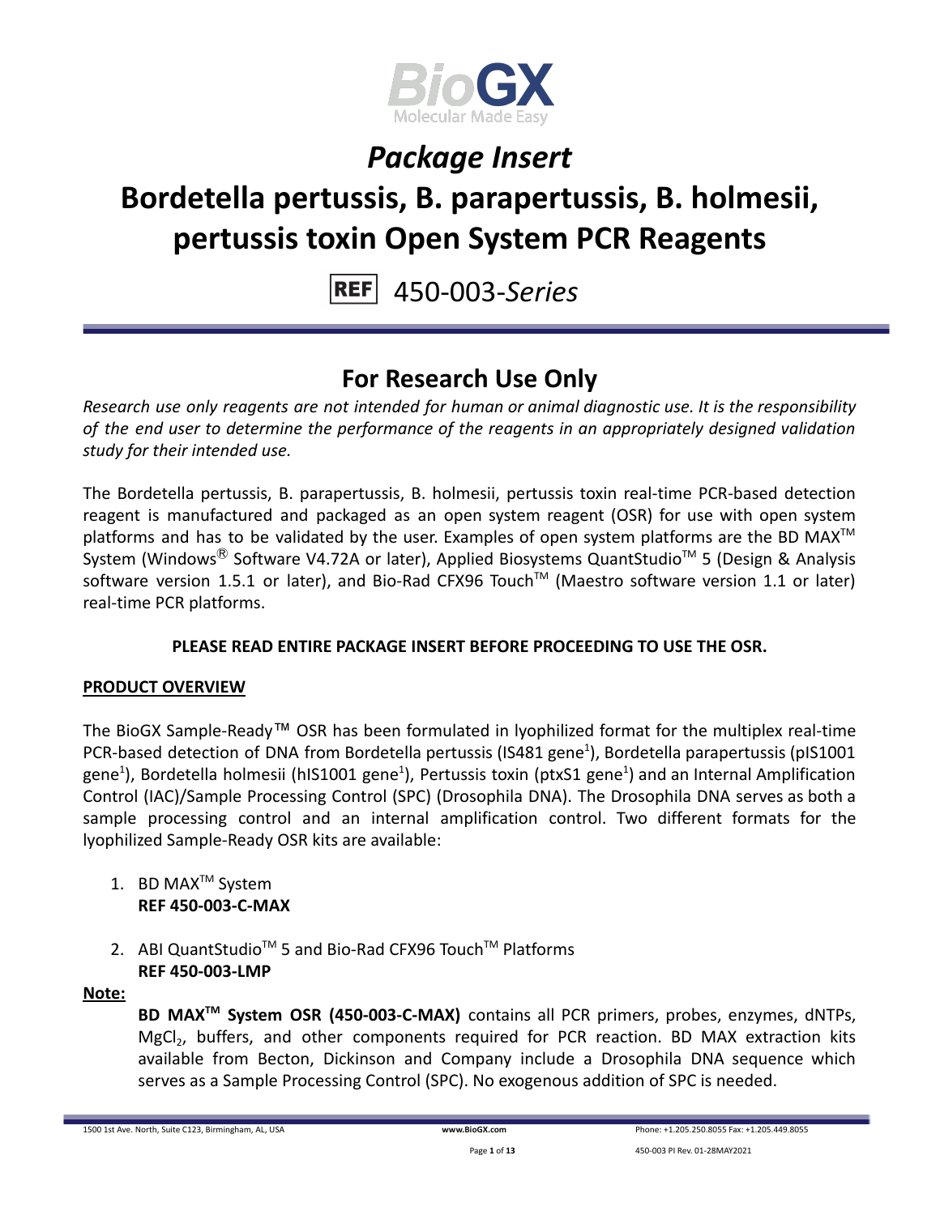# Package Insert

# Bordetella pertussis, B. parapertussis, B. holmesii, pertussis toxin Open System PCR Reagents

REF 450-003-*Series*

## For Research Use Only

*Research use only reagents are not intended for human or animal diagnostic use. It is the responsibility of the end user to determine the performance of the reagents in an appropriately designed validation study for their intended use.*

The Bordetella pertussis, B. parapertussis, B. holmesii, pertussis toxin real-time PCR-based detection reagent is manufactured and packaged as an open system reagent (OSR) for use with open system platforms and has to be validated by the user. Examples of open system platforms are the BD MAX™ System (Windows® Software V4.72A or later), Applied Biosystems QuantStudio™ 5 (Design & Analysis software version 1.5.1 or later), and Bio-Rad CFX96 Touch™ (Maestro software version 1.1 or later) real-time PCR platforms.

**PLEASE READ ENTIRE PACKAGE INSERT BEFORE PROCEEDING TO USE THE OSR.**

**PRODUCT OVERVIEW**

The BioGX Sample-Ready™ OSR has been formulated in lyophilized format for the multiplex real-time PCR-based detection of DNA from Bordetella pertussis (IS481 gene[1]), Bordetella parapertussis (pIS1001 gene[1]), Bordetella holmesii (hIS1001 gene[1]), Pertussis toxin (ptxS1 gene[1]) and an Internal Amplification Control (IAC)/Sample Processing Control (SPC) (Drosophila DNA). The Drosophila DNA serves as both a sample processing control and an internal amplification control. Two different formats for the lyophilized Sample-Ready OSR kits are available:

1. BD MAX™ System
   **REF 450-003-C-MAX**

2. ABI QuantStudio™ 5 and Bio-Rad CFX96 Touch™ Platforms
   **REF 450-003-LMP**

**Note:**

**BD MAX™ System OSR (450-003-C-MAX)** contains all PCR primers, probes, enzymes, dNTPs, $MgCl_2$, buffers, and other components required for PCR reaction. BD MAX extraction kits available from Becton, Dickinson and Company include a Drosophila DNA sequence which serves as a Sample Processing Control (SPC). No exogenous addition of SPC is needed.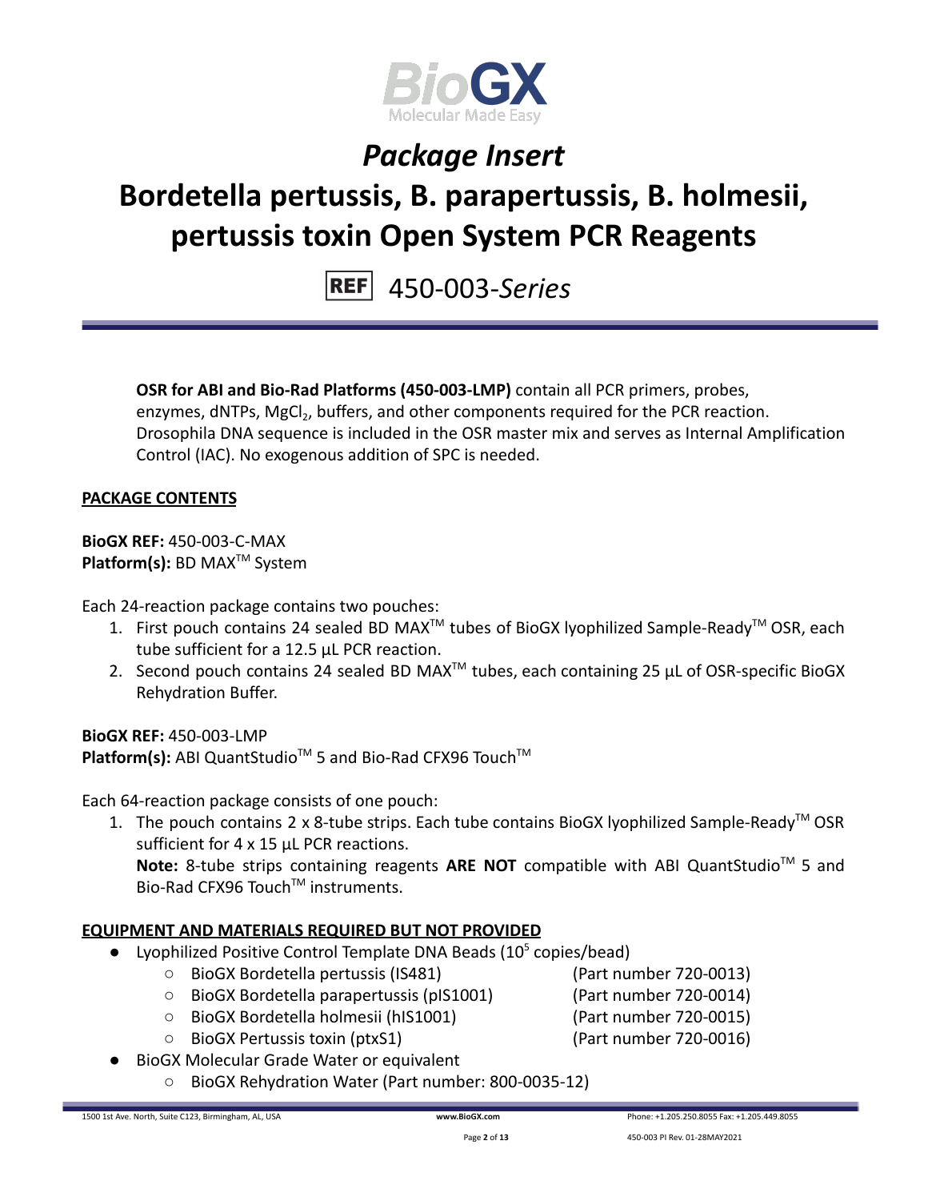# *Package Insert*

# Bordetella pertussis, B. parapertussis, B. holmesii, pertussis toxin Open System PCR Reagents

REF 450-003-*Series*

**OSR for ABI and Bio-Rad Platforms (450-003-LMP)** contain all PCR primers, probes, enzymes, dNTPs, $MgCl_2$, buffers, and other components required for the PCR reaction. Drosophila DNA sequence is included in the OSR master mix and serves as Internal Amplification Control (IAC). No exogenous addition of SPC is needed.

## PACKAGE CONTENTS

**BioGX REF:** 450-003-C-MAX
**Platform(s):** BD MAX™ System

Each 24-reaction package contains two pouches:

1. First pouch contains 24 sealed BD MAX™ tubes of BioGX lyophilized Sample-Ready™ OSR, each tube sufficient for a 12.5 µL PCR reaction.
2. Second pouch contains 24 sealed BD MAX™ tubes, each containing 25 µL of OSR-specific BioGX Rehydration Buffer.

**BioGX REF:** 450-003-LMP
**Platform(s):** ABI QuantStudio™ 5 and Bio-Rad CFX96 Touch™

Each 64-reaction package consists of one pouch:

1. The pouch contains 2 x 8-tube strips. Each tube contains BioGX lyophilized Sample-Ready™ OSR sufficient for 4 x 15 µL PCR reactions.
   **Note:** 8-tube strips containing reagents **ARE NOT** compatible with ABI QuantStudio™ 5 and Bio-Rad CFX96 Touch™ instruments.

## EQUIPMENT AND MATERIALS REQUIRED BUT NOT PROVIDED

- Lyophilized Positive Control Template DNA Beads ($10^5$ copies/bead)
  - BioGX Bordetella pertussis (IS481) (Part number 720-0013)
  - BioGX Bordetella parapertussis (pIS1001) (Part number 720-0014)
  - BioGX Bordetella holmesii (hIS1001) (Part number 720-0015)
  - BioGX Pertussis toxin (ptxS1) (Part number 720-0016)
- BioGX Molecular Grade Water or equivalent
  - BioGX Rehydration Water (Part number: 800-0035-12)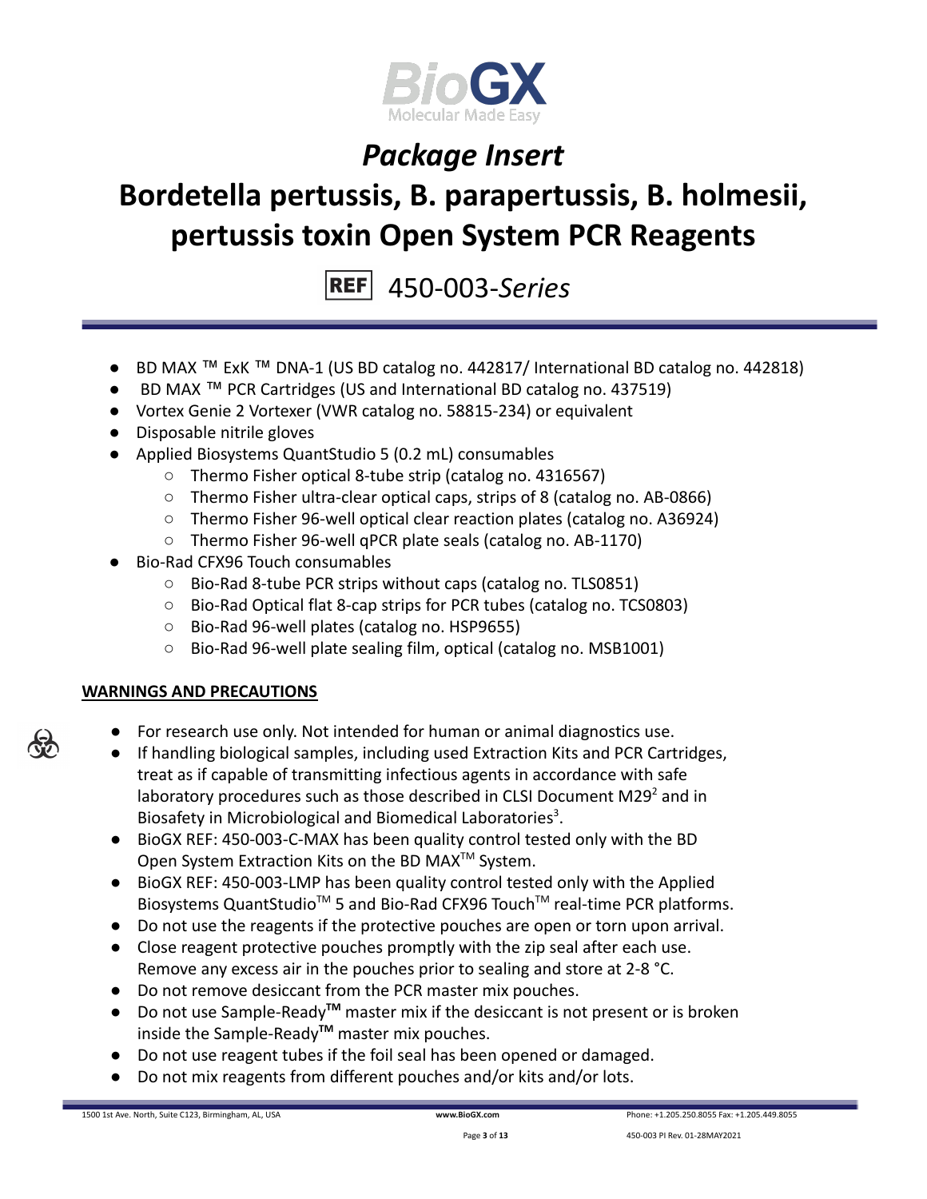# Package Insert

# Bordetella pertussis, B. parapertussis, B. holmesii, pertussis toxin Open System PCR Reagents

REF 450-003-*Series*

- BD MAX ™ ExK ™ DNA-1 (US BD catalog no. 442817/ International BD catalog no. 442818)
- BD MAX ™ PCR Cartridges (US and International BD catalog no. 437519)
- Vortex Genie 2 Vortexer (VWR catalog no. 58815-234) or equivalent
- Disposable nitrile gloves
- Applied Biosystems QuantStudio 5 (0.2 mL) consumables
  - Thermo Fisher optical 8-tube strip (catalog no. 4316567)
  - Thermo Fisher ultra-clear optical caps, strips of 8 (catalog no. AB-0866)
  - Thermo Fisher 96-well optical clear reaction plates (catalog no. A36924)
  - Thermo Fisher 96-well qPCR plate seals (catalog no. AB-1170)
- Bio-Rad CFX96 Touch consumables
  - Bio-Rad 8-tube PCR strips without caps (catalog no. TLS0851)
  - Bio-Rad Optical flat 8-cap strips for PCR tubes (catalog no. TCS0803)
  - Bio-Rad 96-well plates (catalog no. HSP9655)
  - Bio-Rad 96-well plate sealing film, optical (catalog no. MSB1001)

## WARNINGS AND PRECAUTIONS

- For research use only. Not intended for human or animal diagnostics use.
- If handling biological samples, including used Extraction Kits and PCR Cartridges, treat as if capable of transmitting infectious agents in accordance with safe laboratory procedures such as those described in CLSI Document M29[2] and in Biosafety in Microbiological and Biomedical Laboratories[3].
- BioGX REF: 450-003-C-MAX has been quality control tested only with the BD Open System Extraction Kits on the BD MAX™ System.
- BioGX REF: 450-003-LMP has been quality control tested only with the Applied Biosystems QuantStudio™ 5 and Bio-Rad CFX96 Touch™ real-time PCR platforms.
- Do not use the reagents if the protective pouches are open or torn upon arrival.
- Close reagent protective pouches promptly with the zip seal after each use. Remove any excess air in the pouches prior to sealing and store at 2-8 °C.
- Do not remove desiccant from the PCR master mix pouches.
- Do not use Sample-Ready**™** master mix if the desiccant is not present or is broken inside the Sample-Ready**™** master mix pouches.
- Do not use reagent tubes if the foil seal has been opened or damaged.
- Do not mix reagents from different pouches and/or kits and/or lots.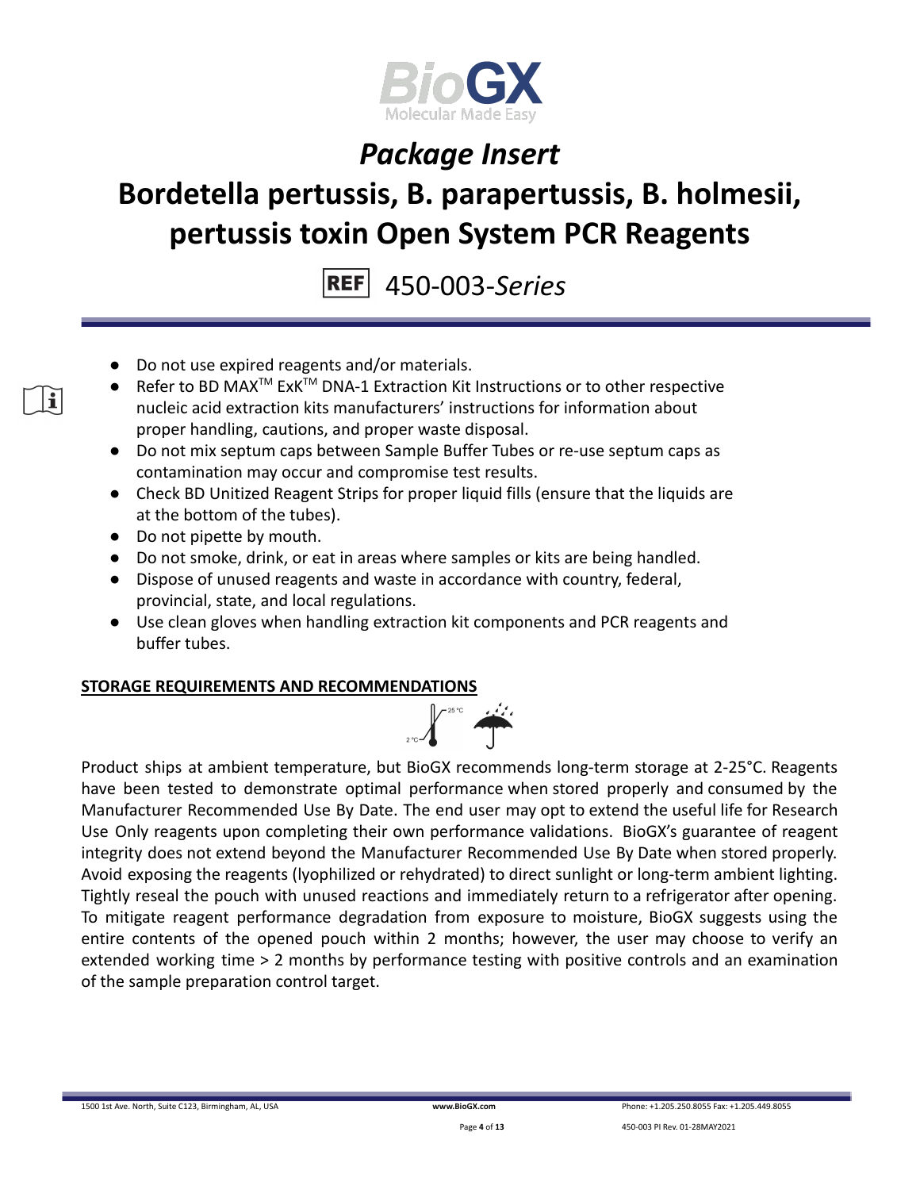- Do not use expired reagents and/or materials.
- Refer to BD MAX™ ExK™ DNA-1 Extraction Kit Instructions or to other respective nucleic acid extraction kits manufacturers' instructions for information about proper handling, cautions, and proper waste disposal.
- Do not mix septum caps between Sample Buffer Tubes or re-use septum caps as contamination may occur and compromise test results.
- Check BD Unitized Reagent Strips for proper liquid fills (ensure that the liquids are at the bottom of the tubes).
- Do not pipette by mouth.
- Do not smoke, drink, or eat in areas where samples or kits are being handled.
- Dispose of unused reagents and waste in accordance with country, federal, provincial, state, and local regulations.
- Use clean gloves when handling extraction kit components and PCR reagents and buffer tubes.

## STORAGE REQUIREMENTS AND RECOMMENDATIONS

Product ships at ambient temperature, but BioGX recommends long-term storage at 2-25°C. Reagents have been tested to demonstrate optimal performance when stored properly and consumed by the Manufacturer Recommended Use By Date. The end user may opt to extend the useful life for Research Use Only reagents upon completing their own performance validations. BioGX's guarantee of reagent integrity does not extend beyond the Manufacturer Recommended Use By Date when stored properly. Avoid exposing the reagents (lyophilized or rehydrated) to direct sunlight or long-term ambient lighting. Tightly reseal the pouch with unused reactions and immediately return to a refrigerator after opening. To mitigate reagent performance degradation from exposure to moisture, BioGX suggests using the entire contents of the opened pouch within 2 months; however, the user may choose to verify an extended working time > 2 months by performance testing with positive controls and an examination of the sample preparation control target.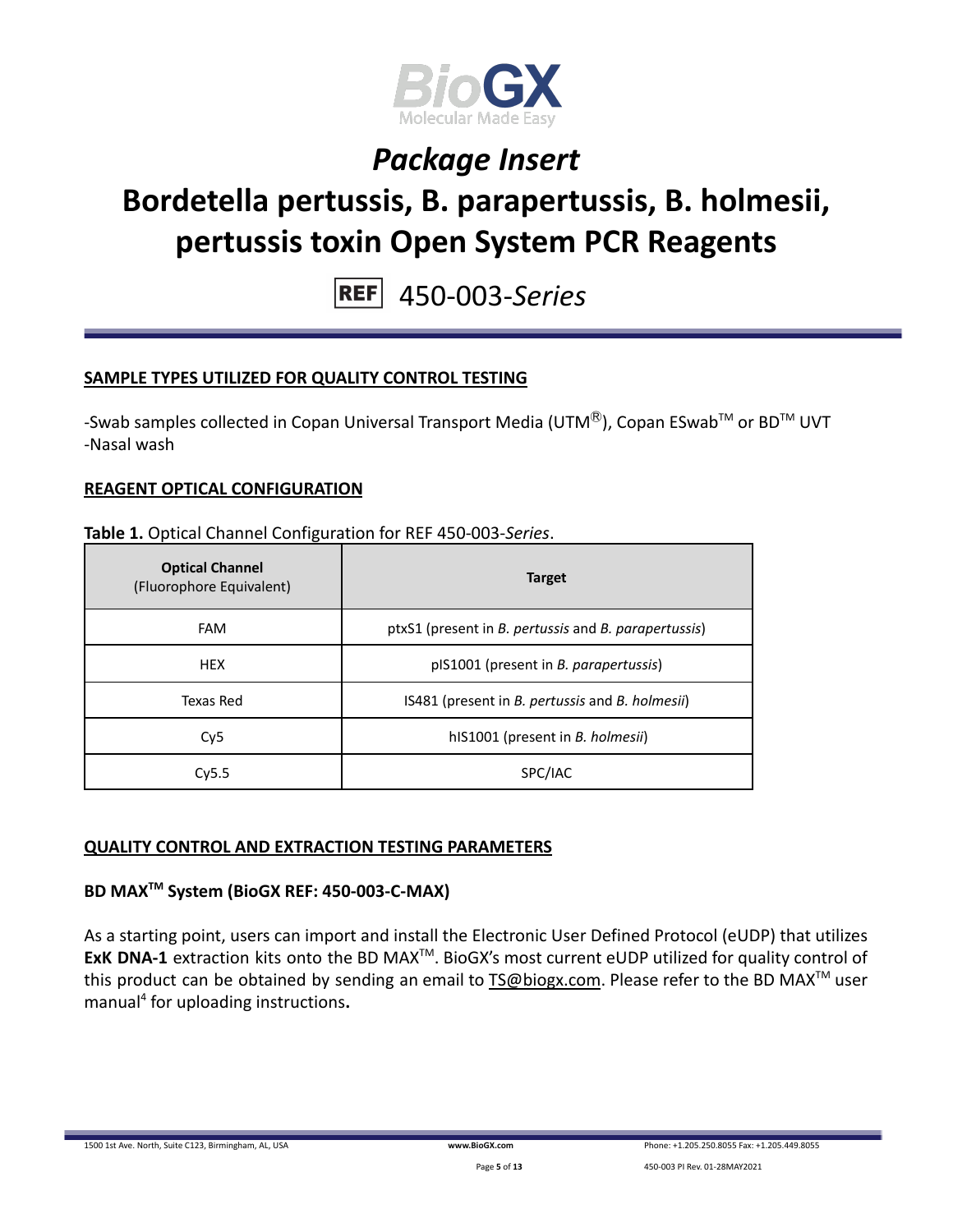# *Package Insert*

# Bordetella pertussis, B. parapertussis, B. holmesii, pertussis toxin Open System PCR Reagents

REF 450-003-*Series*

## SAMPLE TYPES UTILIZED FOR QUALITY CONTROL TESTING

-Swab samples collected in Copan Universal Transport Media (UTM®), Copan ESwab™ or BD™ UVT
-Nasal wash

## REAGENT OPTICAL CONFIGURATION

**Table 1.** Optical Channel Configuration for REF 450-003-*Series*.

| **Optical Channel** (Fluorophore Equivalent) | **Target** |
|---|---|
| FAM | ptxS1 (present in *B. pertussis* and *B. parapertussis*) |
| HEX | pIS1001 (present in *B. parapertussis*) |
| Texas Red | IS481 (present in *B. pertussis* and *B. holmesii*) |
| Cy5 | hIS1001 (present in *B. holmesii*) |
| Cy5.5 | SPC/IAC |

## QUALITY CONTROL AND EXTRACTION TESTING PARAMETERS

### BD MAX™ System (BioGX REF: 450-003-C-MAX)

As a starting point, users can import and install the Electronic User Defined Protocol (eUDP) that utilizes **ExK DNA-1** extraction kits onto the BD MAX™. BioGX's most current eUDP utilized for quality control of this product can be obtained by sending an email to TS@biogx.com. Please refer to the BD MAX™ user manual[4] for uploading instructions**.**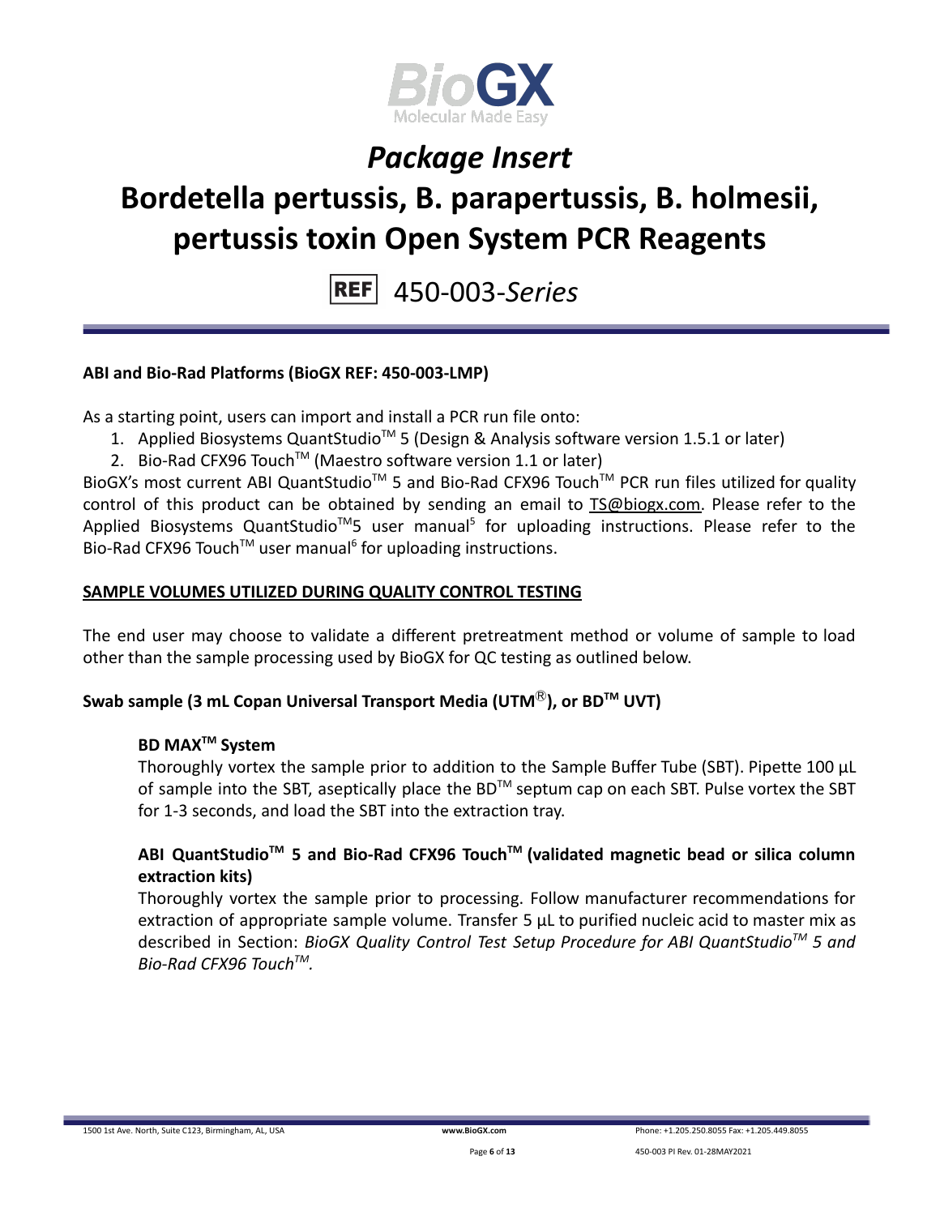**ABI and Bio-Rad Platforms (BioGX REF: 450-003-LMP)**

As a starting point, users can import and install a PCR run file onto:

1. Applied Biosystems QuantStudio™ 5 (Design & Analysis software version 1.5.1 or later)
2. Bio-Rad CFX96 Touch™ (Maestro software version 1.1 or later)

BioGX's most current ABI QuantStudio™ 5 and Bio-Rad CFX96 Touch™ PCR run files utilized for quality control of this product can be obtained by sending an email to TS@biogx.com. Please refer to the Applied Biosystems QuantStudio™5 user manual[5] for uploading instructions. Please refer to the Bio-Rad CFX96 Touch™ user manual[6] for uploading instructions.

**SAMPLE VOLUMES UTILIZED DURING QUALITY CONTROL TESTING**

The end user may choose to validate a different pretreatment method or volume of sample to load other than the sample processing used by BioGX for QC testing as outlined below.

**Swab sample (3 mL Copan Universal Transport Media (UTM®), or BD™ UVT)**

**BD MAX™ System**

Thoroughly vortex the sample prior to addition to the Sample Buffer Tube (SBT). Pipette 100 µL of sample into the SBT, aseptically place the BD™ septum cap on each SBT. Pulse vortex the SBT for 1-3 seconds, and load the SBT into the extraction tray.

**ABI QuantStudio™ 5 and Bio-Rad CFX96 Touch™ (validated magnetic bead or silica column extraction kits)**

Thoroughly vortex the sample prior to processing. Follow manufacturer recommendations for extraction of appropriate sample volume. Transfer 5 µL to purified nucleic acid to master mix as described in Section: *BioGX Quality Control Test Setup Procedure for ABI QuantStudio™ 5 and Bio-Rad CFX96 Touch™.*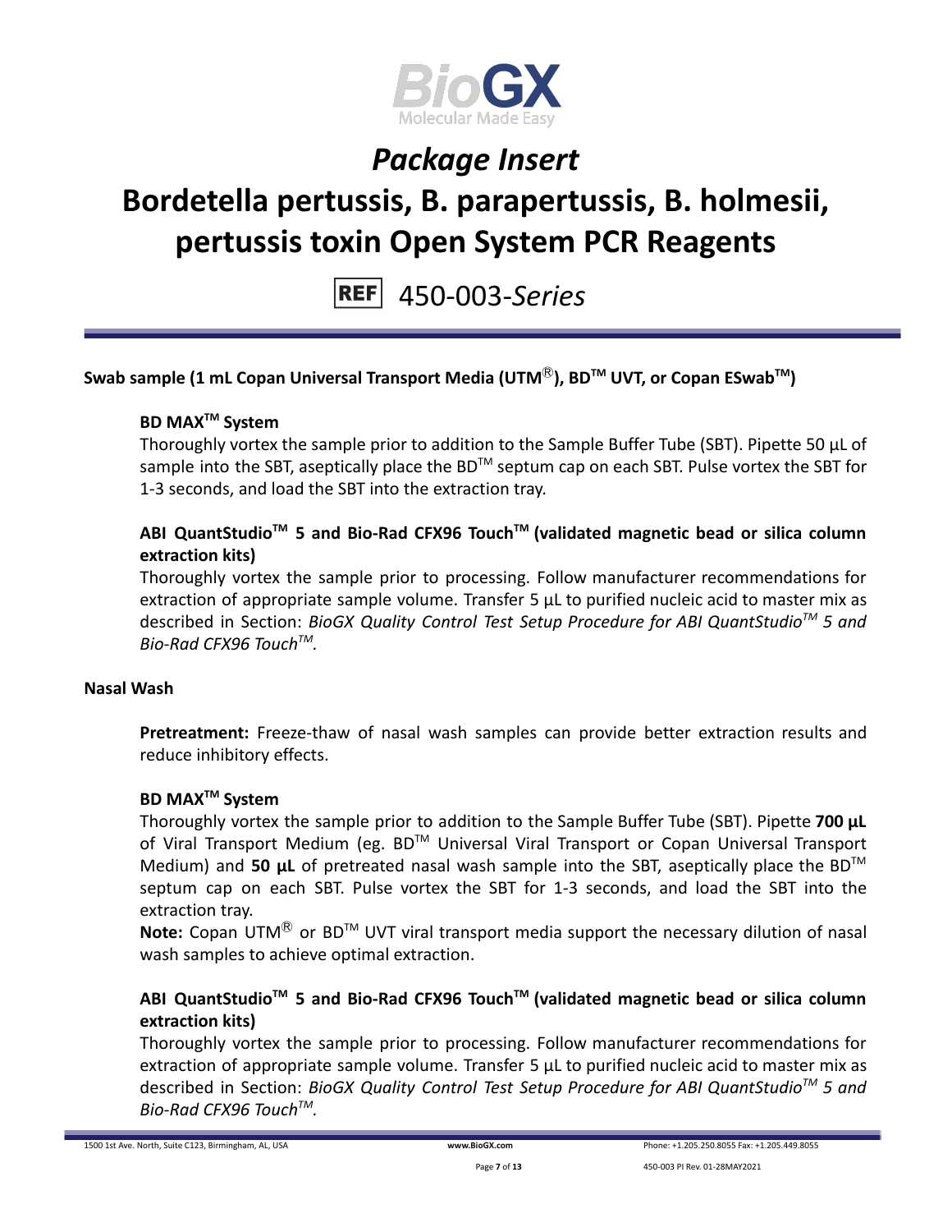## Swab sample (1 mL Copan Universal Transport Media (UTM®), BD™ UVT, or Copan ESwab™)

### BD MAX™ System

Thoroughly vortex the sample prior to addition to the Sample Buffer Tube (SBT). Pipette 50 µL of sample into the SBT, aseptically place the BD™ septum cap on each SBT. Pulse vortex the SBT for 1-3 seconds, and load the SBT into the extraction tray.

### ABI QuantStudio™ 5 and Bio-Rad CFX96 Touch™ (validated magnetic bead or silica column extraction kits)

Thoroughly vortex the sample prior to processing. Follow manufacturer recommendations for extraction of appropriate sample volume. Transfer 5 µL to purified nucleic acid to master mix as described in Section: *BioGX Quality Control Test Setup Procedure for ABI QuantStudio™ 5 and Bio-Rad CFX96 Touch™.*

## Nasal Wash

**Pretreatment:** Freeze-thaw of nasal wash samples can provide better extraction results and reduce inhibitory effects.

### BD MAX™ System

Thoroughly vortex the sample prior to addition to the Sample Buffer Tube (SBT). Pipette **700 µL** of Viral Transport Medium (eg. BD™ Universal Viral Transport or Copan Universal Transport Medium) and **50 µL** of pretreated nasal wash sample into the SBT, aseptically place the BD™ septum cap on each SBT. Pulse vortex the SBT for 1-3 seconds, and load the SBT into the extraction tray.

**Note:** Copan UTM® or BD™ UVT viral transport media support the necessary dilution of nasal wash samples to achieve optimal extraction.

### ABI QuantStudio™ 5 and Bio-Rad CFX96 Touch™ (validated magnetic bead or silica column extraction kits)

Thoroughly vortex the sample prior to processing. Follow manufacturer recommendations for extraction of appropriate sample volume. Transfer 5 µL to purified nucleic acid to master mix as described in Section: *BioGX Quality Control Test Setup Procedure for ABI QuantStudio™ 5 and Bio-Rad CFX96 Touch™.*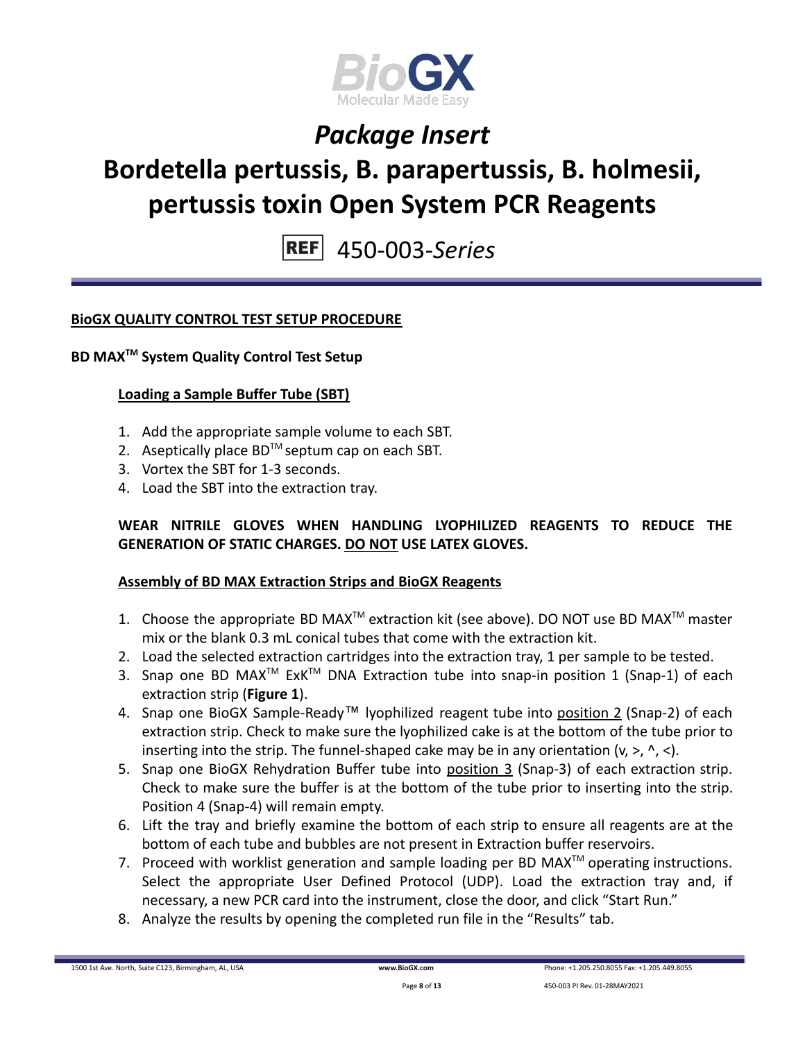## BioGX QUALITY CONTROL TEST SETUP PROCEDURE

### BD MAX™ System Quality Control Test Setup

#### Loading a Sample Buffer Tube (SBT)

1. Add the appropriate sample volume to each SBT.
2. Aseptically place BD™ septum cap on each SBT.
3. Vortex the SBT for 1-3 seconds.
4. Load the SBT into the extraction tray.

**WEAR NITRILE GLOVES WHEN HANDLING LYOPHILIZED REAGENTS TO REDUCE THE GENERATION OF STATIC CHARGES. DO NOT USE LATEX GLOVES.**

#### Assembly of BD MAX Extraction Strips and BioGX Reagents

1. Choose the appropriate BD MAX™ extraction kit (see above). DO NOT use BD MAX™ master mix or the blank 0.3 mL conical tubes that come with the extraction kit.
2. Load the selected extraction cartridges into the extraction tray, 1 per sample to be tested.
3. Snap one BD MAX™ ExK™ DNA Extraction tube into snap-in position 1 (Snap-1) of each extraction strip (**Figure 1**).
4. Snap one BioGX Sample-Ready™ lyophilized reagent tube into position 2 (Snap-2) of each extraction strip. Check to make sure the lyophilized cake is at the bottom of the tube prior to inserting into the strip. The funnel-shaped cake may be in any orientation (v, >, ^, <).
5. Snap one BioGX Rehydration Buffer tube into position 3 (Snap-3) of each extraction strip. Check to make sure the buffer is at the bottom of the tube prior to inserting into the strip. Position 4 (Snap-4) will remain empty.
6. Lift the tray and briefly examine the bottom of each strip to ensure all reagents are at the bottom of each tube and bubbles are not present in Extraction buffer reservoirs.
7. Proceed with worklist generation and sample loading per BD MAX™ operating instructions. Select the appropriate User Defined Protocol (UDP). Load the extraction tray and, if necessary, a new PCR card into the instrument, close the door, and click "Start Run."
8. Analyze the results by opening the completed run file in the "Results" tab.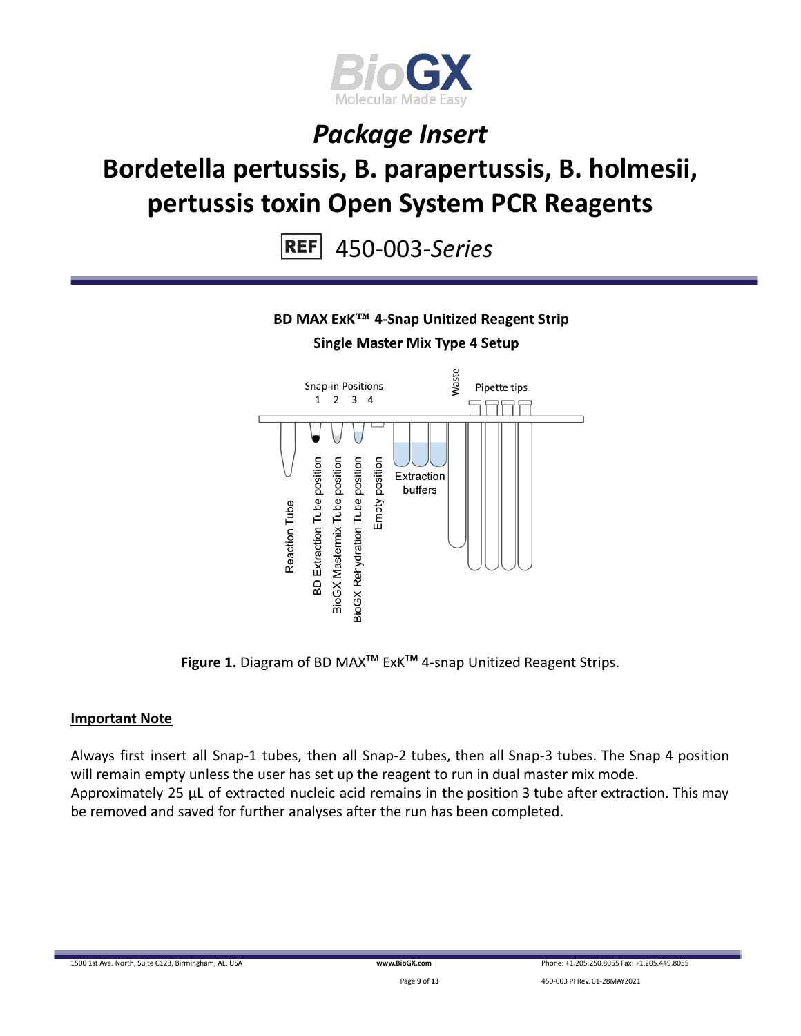# *Package Insert*

# Bordetella pertussis, B. parapertussis, B. holmesii, pertussis toxin Open System PCR Reagents

REF 450-003-*Series*

**BD MAX ExK™ 4-Snap Unitized Reagent Strip**

**Single Master Mix Type 4 Setup**

Snap-in Positions 1 2 3 4

Waste

Pipette tips

Reaction Tube

BD Extraction Tube position

BioGX Mastermix Tube position

BioGX Rehydration Tube position

Empty position

Extraction buffers

**Figure 1.** Diagram of BD MAX™ ExK™ 4-snap Unitized Reagent Strips.

**Important Note**

Always first insert all Snap-1 tubes, then all Snap-2 tubes, then all Snap-3 tubes. The Snap 4 position will remain empty unless the user has set up the reagent to run in dual master mix mode. Approximately 25 µL of extracted nucleic acid remains in the position 3 tube after extraction. This may be removed and saved for further analyses after the run has been completed.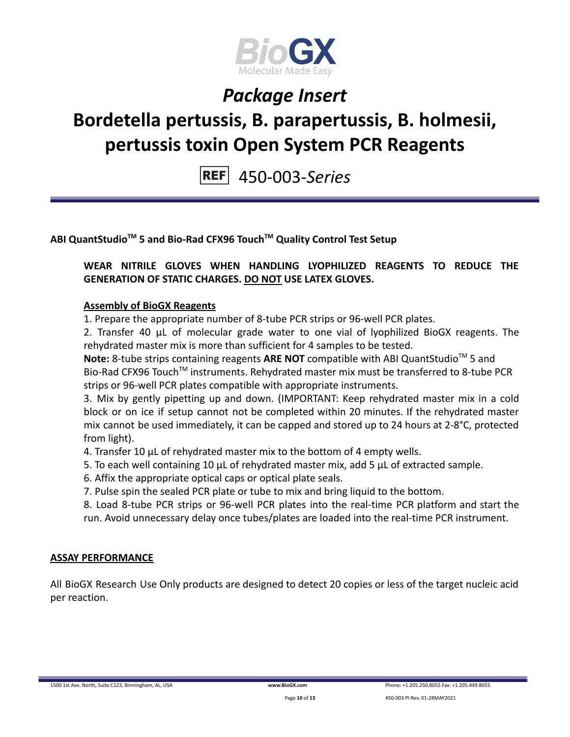**ABI QuantStudio™ 5 and Bio-Rad CFX96 Touch™ Quality Control Test Setup**

**WEAR NITRILE GLOVES WHEN HANDLING LYOPHILIZED REAGENTS TO REDUCE THE GENERATION OF STATIC CHARGES. DO NOT USE LATEX GLOVES.**

**Assembly of BioGX Reagents**

1. Prepare the appropriate number of 8-tube PCR strips or 96-well PCR plates.
2. Transfer 40 µL of molecular grade water to one vial of lyophilized BioGX reagents. The rehydrated master mix is more than sufficient for 4 samples to be tested.

**Note:** 8-tube strips containing reagents **ARE NOT** compatible with ABI QuantStudio™ 5 and Bio-Rad CFX96 Touch™ instruments. Rehydrated master mix must be transferred to 8-tube PCR strips or 96-well PCR plates compatible with appropriate instruments.

3. Mix by gently pipetting up and down. (IMPORTANT: Keep rehydrated master mix in a cold block or on ice if setup cannot not be completed within 20 minutes. If the rehydrated master mix cannot be used immediately, it can be capped and stored up to 24 hours at 2-8°C, protected from light).
4. Transfer 10 µL of rehydrated master mix to the bottom of 4 empty wells.
5. To each well containing 10 µL of rehydrated master mix, add 5 µL of extracted sample.
6. Affix the appropriate optical caps or optical plate seals.
7. Pulse spin the sealed PCR plate or tube to mix and bring liquid to the bottom.
8. Load 8-tube PCR strips or 96-well PCR plates into the real-time PCR platform and start the run. Avoid unnecessary delay once tubes/plates are loaded into the real-time PCR instrument.

## ASSAY PERFORMANCE

All BioGX Research Use Only products are designed to detect 20 copies or less of the target nucleic acid per reaction.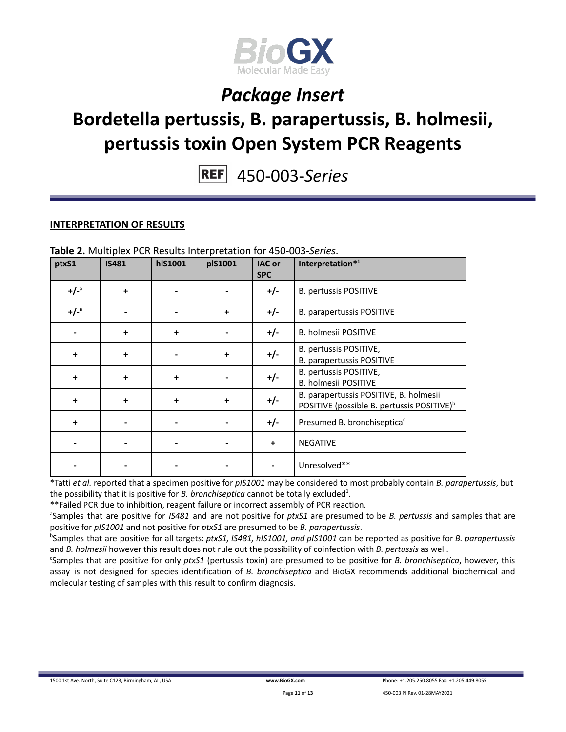## INTERPRETATION OF RESULTS

**Table 2.** Multiplex PCR Results Interpretation for 450-003-*Series*.

| ptxS1 | IS481 | hIS1001 | pIS1001 | IAC or SPC | Interpretation*[1] |
|---|---|---|---|---|---|
| +/-[a] | + | - | - | +/- | B. pertussis POSITIVE |
| +/-[a] | - | - | + | +/- | B. parapertussis POSITIVE |
| - | + | + | - | +/- | B. holmesii POSITIVE |
| + | + | - | + | +/- | B. pertussis POSITIVE, B. parapertussis POSITIVE |
| + | + | + | - | +/- | B. pertussis POSITIVE, B. holmesii POSITIVE |
| + | + | + | + | +/- | B. parapertussis POSITIVE, B. holmesii POSITIVE (possible B. pertussis POSITIVE)[b] |
| + | - | - | - | +/- | Presumed B. bronchiseptica[c] |
| - | - | - | - | + | NEGATIVE |
| - | - | - | - | - | Unresolved** |

*Tatti *et al.* reported that a specimen positive for *pIS1001* may be considered to most probably contain *B. parapertussis*, but the possibility that it is positive for *B. bronchiseptica* cannot be totally excluded[1].

**Failed PCR due to inhibition, reagent failure or incorrect assembly of PCR reaction.

[a]Samples that are positive for *IS481* and are not positive for *ptxS1* are presumed to be *B. pertussis* and samples that are positive for *pIS1001* and not positive for *ptxS1* are presumed to be *B. parapertussis*.

[b]Samples that are positive for all targets: *ptxS1, IS481, hIS1001, and pIS1001* can be reported as positive for *B. parapertussis* and *B. holmesii* however this result does not rule out the possibility of coinfection with *B. pertussis* as well.

[c]Samples that are positive for only *ptxS1* (pertussis toxin) are presumed to be positive for *B. bronchiseptica*, however, this assay is not designed for species identification of *B. bronchiseptica* and BioGX recommends additional biochemical and molecular testing of samples with this result to confirm diagnosis.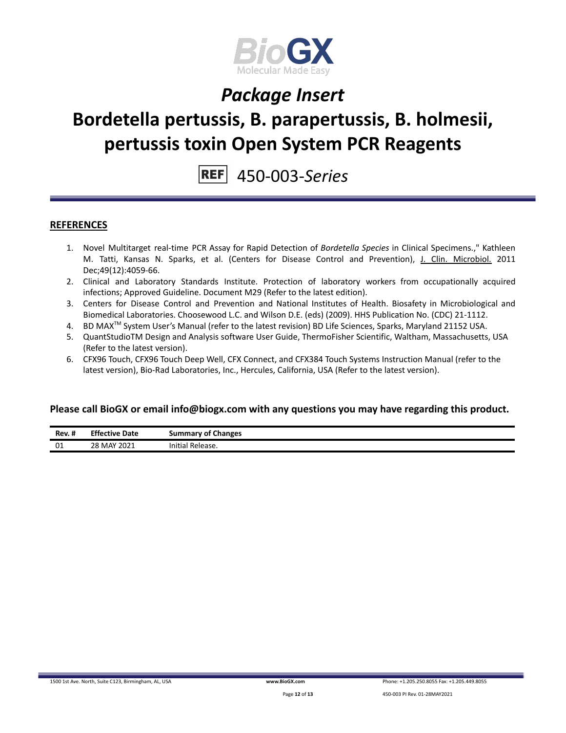## REFERENCES

1. Novel Multitarget real-time PCR Assay for Rapid Detection of *Bordetella Species* in Clinical Specimens.," Kathleen M. Tatti, Kansas N. Sparks, et al. (Centers for Disease Control and Prevention), J. Clin. Microbiol. 2011 Dec;49(12):4059-66.
2. Clinical and Laboratory Standards Institute. Protection of laboratory workers from occupationally acquired infections; Approved Guideline. Document M29 (Refer to the latest edition).
3. Centers for Disease Control and Prevention and National Institutes of Health. Biosafety in Microbiological and Biomedical Laboratories. Choosewood L.C. and Wilson D.E. (eds) (2009). HHS Publication No. (CDC) 21-1112.
4. BD MAX™ System User's Manual (refer to the latest revision) BD Life Sciences, Sparks, Maryland 21152 USA.
5. QuantStudioTM Design and Analysis software User Guide, ThermoFisher Scientific, Waltham, Massachusetts, USA (Refer to the latest version).
6. CFX96 Touch, CFX96 Touch Deep Well, CFX Connect, and CFX384 Touch Systems Instruction Manual (refer to the latest version), Bio-Rad Laboratories, Inc., Hercules, California, USA (Refer to the latest version).

**Please call BioGX or email info@biogx.com with any questions you may have regarding this product.**

| Rev. # | Effective Date | Summary of Changes |
|---|---|---|
| 01 | 28 MAY 2021 | Initial Release. |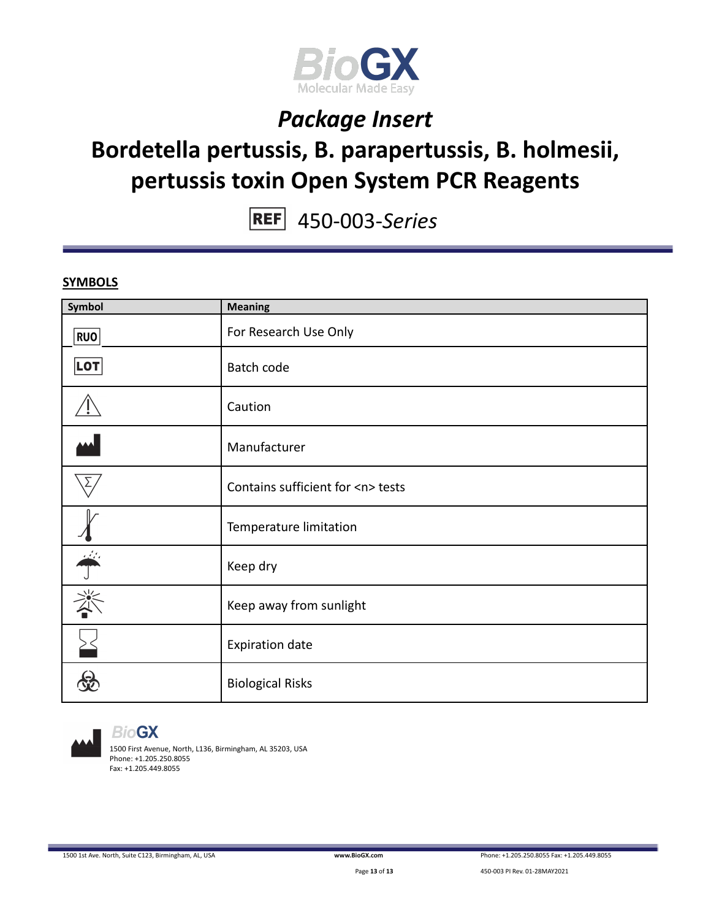# Package Insert

# Bordetella pertussis, B. parapertussis, B. holmesii, pertussis toxin Open System PCR Reagents

REF 450-003-*Series*

**SYMBOLS**

| Symbol | Meaning |
| --- | --- |
| RUO | For Research Use Only |
| LOT | Batch code |
| | Caution |
| | Manufacturer |
| Σ | Contains sufficient for <n> tests |
| | Temperature limitation |
| | Keep dry |
| | Keep away from sunlight |
| | Expiration date |
| | Biological Risks |

BioGX
1500 First Avenue, North, L136, Birmingham, AL 35203, USA
Phone: +1.205.250.8055
Fax: +1.205.449.8055